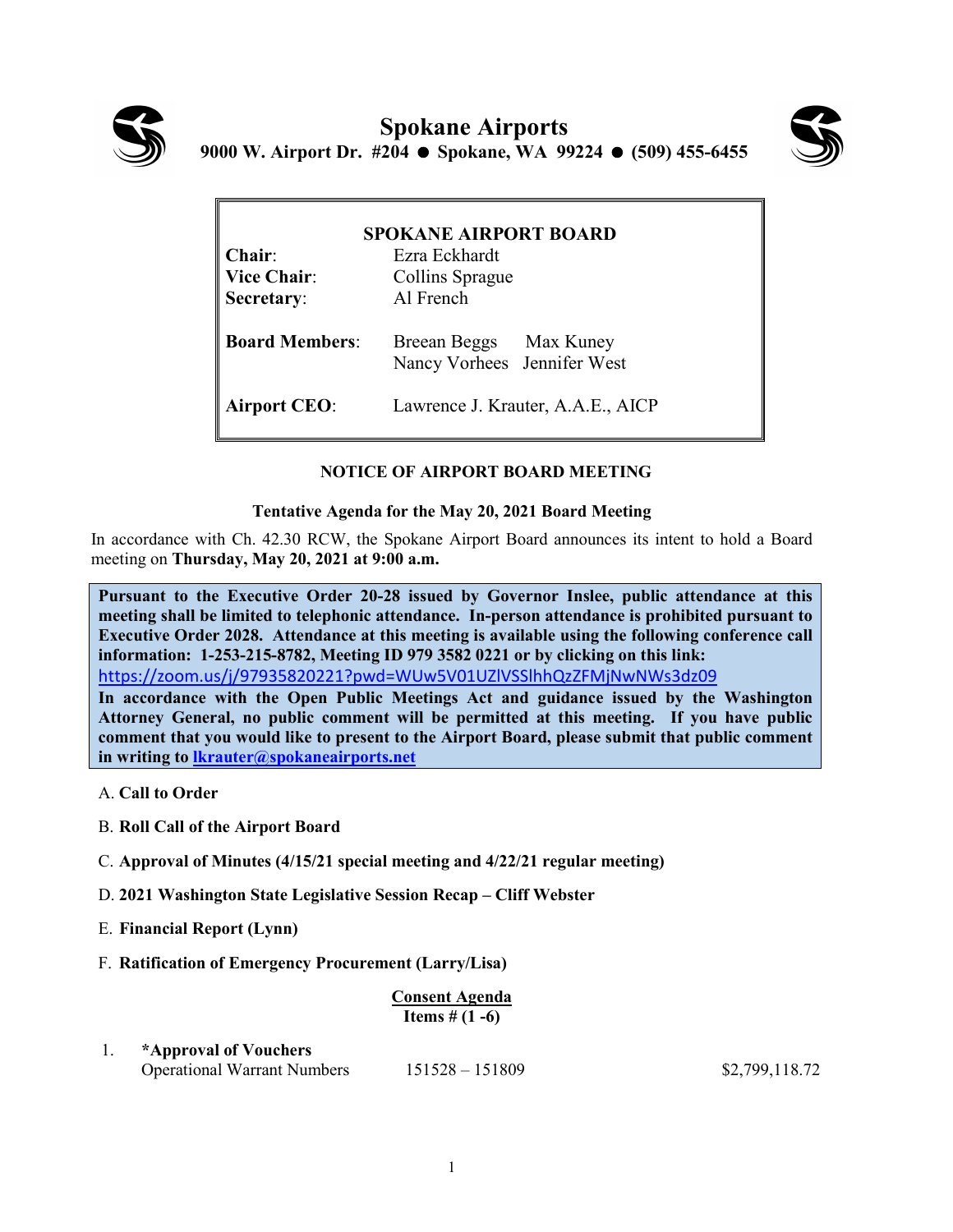# Spokane Airports

**9000 W. Airport Dr. #204 ● Spokane, WA 99224 ● (509) 455-6455**

**SPOKANE AIRPORT BOARD**

| | |
|---|---|
| **Chair**: | Ezra Eckhardt |
| **Vice Chair**: | Collins Sprague |
| **Secretary**: | Al French |
| **Board Members**: | Breean Beggs Max Kuney<br>Nancy Vorhees Jennifer West |
| **Airport CEO**: | Lawrence J. Krauter, A.A.E., AICP |

**NOTICE OF AIRPORT BOARD MEETING**

**Tentative Agenda for the May 20, 2021 Board Meeting**

In accordance with Ch. 42.30 RCW, the Spokane Airport Board announces its intent to hold a Board meeting on **Thursday, May 20, 2021 at 9:00 a.m.**

**Pursuant to the Executive Order 20-28 issued by Governor Inslee, public attendance at this meeting shall be limited to telephonic attendance. In-person attendance is prohibited pursuant to Executive Order 2028. Attendance at this meeting is available using the following conference call information: 1-253-215-8782, Meeting ID 979 3582 0221 or by clicking on this link:**
https://zoom.us/j/97935820221?pwd=WUw5V01UZlVSSlhhQzZFMjNwNWs3dz09
**In accordance with the Open Public Meetings Act and guidance issued by the Washington Attorney General, no public comment will be permitted at this meeting. If you have public comment that you would like to present to the Airport Board, please submit that public comment in writing to lkrauter@spokaneairports.net**

A. **Call to Order**

B. **Roll Call of the Airport Board**

C. **Approval of Minutes (4/15/21 special meeting and 4/22/21 regular meeting)**

D. **2021 Washington State Legislative Session Recap – Cliff Webster**

E. **Financial Report (Lynn)**

F. **Ratification of Emergency Procurement (Larry/Lisa)**

**Consent Agenda**
**Items # (1 -6)**

1. **\*Approval of Vouchers**
   Operational Warrant Numbers 151528 – 151809 $2,799,118.72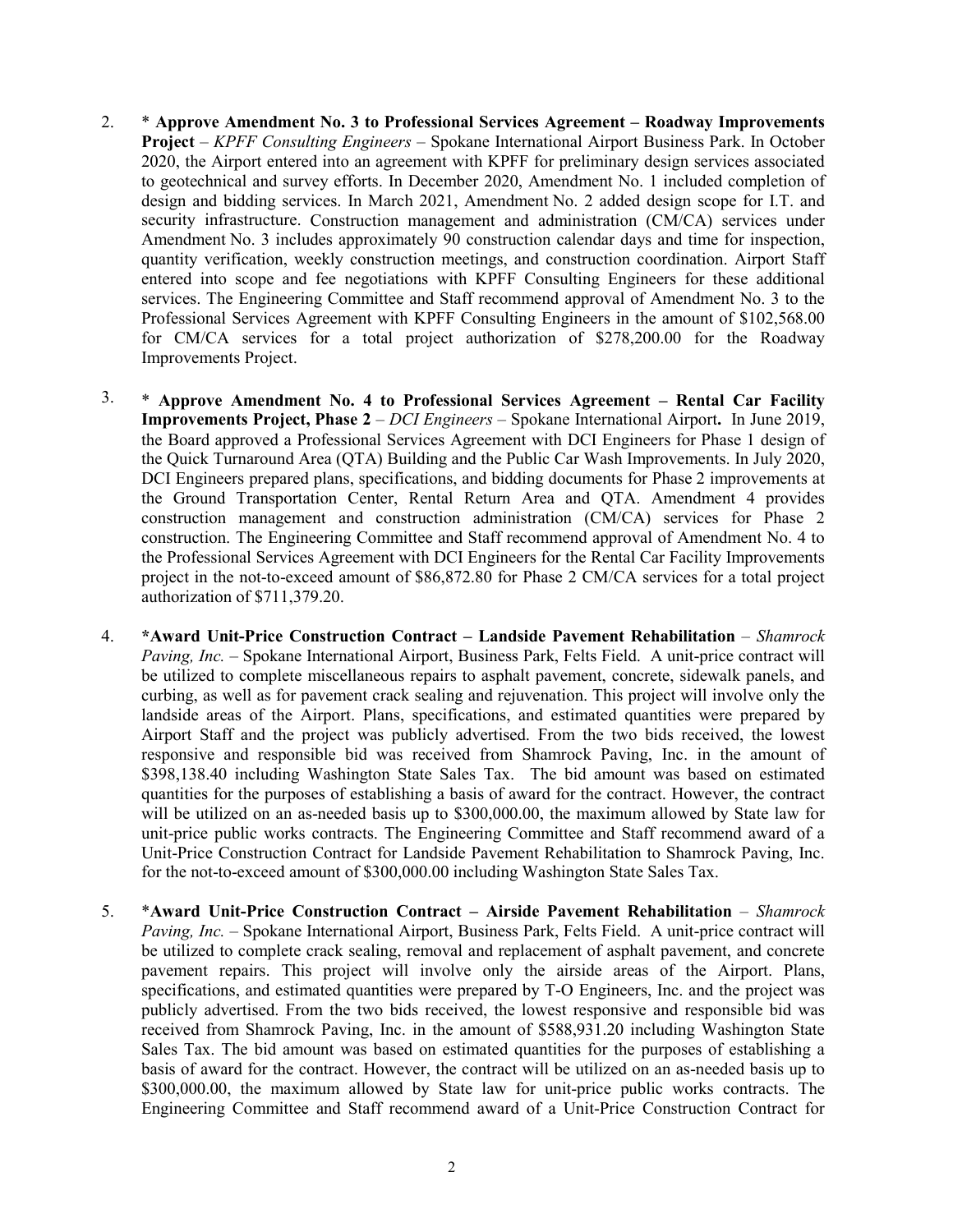2. * **Approve Amendment No. 3 to Professional Services Agreement – Roadway Improvements Project** – *KPFF Consulting Engineers* – Spokane International Airport Business Park. In October 2020, the Airport entered into an agreement with KPFF for preliminary design services associated to geotechnical and survey efforts. In December 2020, Amendment No. 1 included completion of design and bidding services. In March 2021, Amendment No. 2 added design scope for I.T. and security infrastructure. Construction management and administration (CM/CA) services under Amendment No. 3 includes approximately 90 construction calendar days and time for inspection, quantity verification, weekly construction meetings, and construction coordination. Airport Staff entered into scope and fee negotiations with KPFF Consulting Engineers for these additional services. The Engineering Committee and Staff recommend approval of Amendment No. 3 to the Professional Services Agreement with KPFF Consulting Engineers in the amount of $102,568.00 for CM/CA services for a total project authorization of $278,200.00 for the Roadway Improvements Project.

3. * **Approve Amendment No. 4 to Professional Services Agreement – Rental Car Facility Improvements Project, Phase 2** – *DCI Engineers* – Spokane International Airport**.** In June 2019, the Board approved a Professional Services Agreement with DCI Engineers for Phase 1 design of the Quick Turnaround Area (QTA) Building and the Public Car Wash Improvements. In July 2020, DCI Engineers prepared plans, specifications, and bidding documents for Phase 2 improvements at the Ground Transportation Center, Rental Return Area and QTA. Amendment 4 provides construction management and construction administration (CM/CA) services for Phase 2 construction. The Engineering Committee and Staff recommend approval of Amendment No. 4 to the Professional Services Agreement with DCI Engineers for the Rental Car Facility Improvements project in the not-to-exceed amount of $86,872.80 for Phase 2 CM/CA services for a total project authorization of $711,379.20.

4. ***Award Unit-Price Construction Contract – Landside Pavement Rehabilitation** – *Shamrock Paving, Inc.* – Spokane International Airport, Business Park, Felts Field. A unit-price contract will be utilized to complete miscellaneous repairs to asphalt pavement, concrete, sidewalk panels, and curbing, as well as for pavement crack sealing and rejuvenation. This project will involve only the landside areas of the Airport. Plans, specifications, and estimated quantities were prepared by Airport Staff and the project was publicly advertised. From the two bids received, the lowest responsive and responsible bid was received from Shamrock Paving, Inc. in the amount of $398,138.40 including Washington State Sales Tax. The bid amount was based on estimated quantities for the purposes of establishing a basis of award for the contract. However, the contract will be utilized on an as-needed basis up to $300,000.00, the maximum allowed by State law for unit-price public works contracts. The Engineering Committee and Staff recommend award of a Unit-Price Construction Contract for Landside Pavement Rehabilitation to Shamrock Paving, Inc. for the not-to-exceed amount of $300,000.00 including Washington State Sales Tax.

5. ***Award Unit-Price Construction Contract – Airside Pavement Rehabilitation** – *Shamrock Paving, Inc.* – Spokane International Airport, Business Park, Felts Field. A unit-price contract will be utilized to complete crack sealing, removal and replacement of asphalt pavement, and concrete pavement repairs. This project will involve only the airside areas of the Airport. Plans, specifications, and estimated quantities were prepared by T-O Engineers, Inc. and the project was publicly advertised. From the two bids received, the lowest responsive and responsible bid was received from Shamrock Paving, Inc. in the amount of $588,931.20 including Washington State Sales Tax. The bid amount was based on estimated quantities for the purposes of establishing a basis of award for the contract. However, the contract will be utilized on an as-needed basis up to $300,000.00, the maximum allowed by State law for unit-price public works contracts. The Engineering Committee and Staff recommend award of a Unit-Price Construction Contract for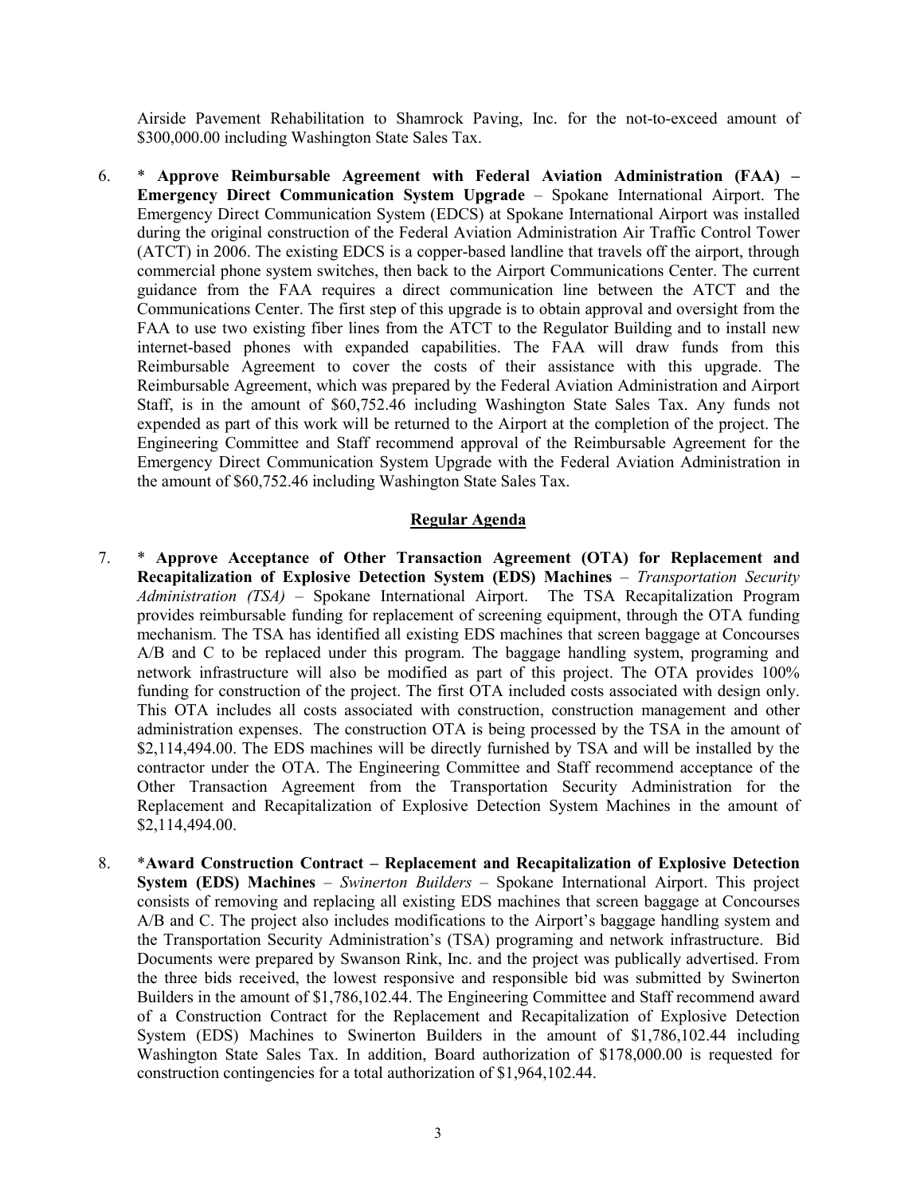Airside Pavement Rehabilitation to Shamrock Paving, Inc. for the not-to-exceed amount of $300,000.00 including Washington State Sales Tax.

6. * **Approve Reimbursable Agreement with Federal Aviation Administration (FAA) – Emergency Direct Communication System Upgrade** – Spokane International Airport. The Emergency Direct Communication System (EDCS) at Spokane International Airport was installed during the original construction of the Federal Aviation Administration Air Traffic Control Tower (ATCT) in 2006. The existing EDCS is a copper-based landline that travels off the airport, through commercial phone system switches, then back to the Airport Communications Center. The current guidance from the FAA requires a direct communication line between the ATCT and the Communications Center. The first step of this upgrade is to obtain approval and oversight from the FAA to use two existing fiber lines from the ATCT to the Regulator Building and to install new internet-based phones with expanded capabilities. The FAA will draw funds from this Reimbursable Agreement to cover the costs of their assistance with this upgrade. The Reimbursable Agreement, which was prepared by the Federal Aviation Administration and Airport Staff, is in the amount of $60,752.46 including Washington State Sales Tax. Any funds not expended as part of this work will be returned to the Airport at the completion of the project. The Engineering Committee and Staff recommend approval of the Reimbursable Agreement for the Emergency Direct Communication System Upgrade with the Federal Aviation Administration in the amount of $60,752.46 including Washington State Sales Tax.

## **Regular Agenda**

7. * **Approve Acceptance of Other Transaction Agreement (OTA) for Replacement and Recapitalization of Explosive Detection System (EDS) Machines** – *Transportation Security Administration (TSA)* – Spokane International Airport. The TSA Recapitalization Program provides reimbursable funding for replacement of screening equipment, through the OTA funding mechanism. The TSA has identified all existing EDS machines that screen baggage at Concourses A/B and C to be replaced under this program. The baggage handling system, programing and network infrastructure will also be modified as part of this project. The OTA provides 100% funding for construction of the project. The first OTA included costs associated with design only. This OTA includes all costs associated with construction, construction management and other administration expenses. The construction OTA is being processed by the TSA in the amount of $2,114,494.00. The EDS machines will be directly furnished by TSA and will be installed by the contractor under the OTA. The Engineering Committee and Staff recommend acceptance of the Other Transaction Agreement from the Transportation Security Administration for the Replacement and Recapitalization of Explosive Detection System Machines in the amount of $2,114,494.00.

8. ***Award Construction Contract – Replacement and Recapitalization of Explosive Detection System (EDS) Machines** – *Swinerton Builders* – Spokane International Airport. This project consists of removing and replacing all existing EDS machines that screen baggage at Concourses A/B and C. The project also includes modifications to the Airport's baggage handling system and the Transportation Security Administration's (TSA) programing and network infrastructure. Bid Documents were prepared by Swanson Rink, Inc. and the project was publically advertised. From the three bids received, the lowest responsive and responsible bid was submitted by Swinerton Builders in the amount of $1,786,102.44. The Engineering Committee and Staff recommend award of a Construction Contract for the Replacement and Recapitalization of Explosive Detection System (EDS) Machines to Swinerton Builders in the amount of $1,786,102.44 including Washington State Sales Tax. In addition, Board authorization of $178,000.00 is requested for construction contingencies for a total authorization of $1,964,102.44.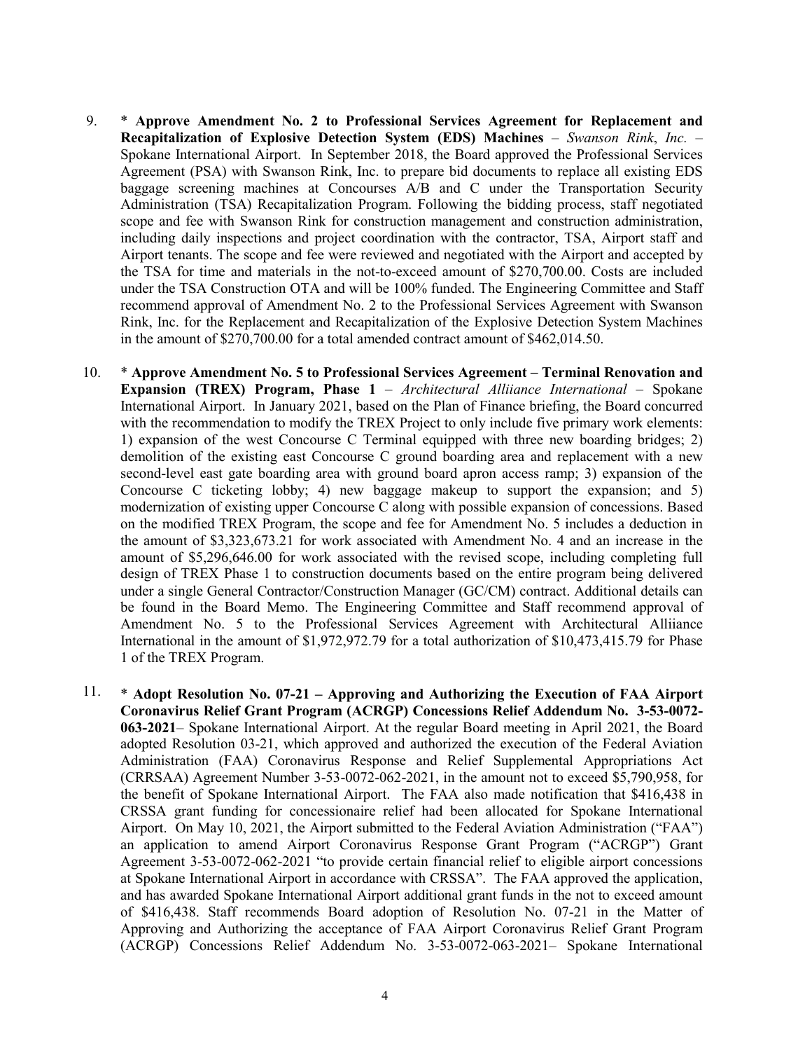9. * **Approve Amendment No. 2 to Professional Services Agreement for Replacement and Recapitalization of Explosive Detection System (EDS) Machines** – *Swanson Rink*, *Inc.* – Spokane International Airport. In September 2018, the Board approved the Professional Services Agreement (PSA) with Swanson Rink, Inc. to prepare bid documents to replace all existing EDS baggage screening machines at Concourses A/B and C under the Transportation Security Administration (TSA) Recapitalization Program. Following the bidding process, staff negotiated scope and fee with Swanson Rink for construction management and construction administration, including daily inspections and project coordination with the contractor, TSA, Airport staff and Airport tenants. The scope and fee were reviewed and negotiated with the Airport and accepted by the TSA for time and materials in the not-to-exceed amount of $270,700.00. Costs are included under the TSA Construction OTA and will be 100% funded. The Engineering Committee and Staff recommend approval of Amendment No. 2 to the Professional Services Agreement with Swanson Rink, Inc. for the Replacement and Recapitalization of the Explosive Detection System Machines in the amount of $270,700.00 for a total amended contract amount of $462,014.50.

10. * **Approve Amendment No. 5 to Professional Services Agreement – Terminal Renovation and Expansion (TREX) Program, Phase 1** – *Architectural Alliiance International* – Spokane International Airport. In January 2021, based on the Plan of Finance briefing, the Board concurred with the recommendation to modify the TREX Project to only include five primary work elements: 1) expansion of the west Concourse C Terminal equipped with three new boarding bridges; 2) demolition of the existing east Concourse C ground boarding area and replacement with a new second-level east gate boarding area with ground board apron access ramp; 3) expansion of the Concourse C ticketing lobby; 4) new baggage makeup to support the expansion; and 5) modernization of existing upper Concourse C along with possible expansion of concessions. Based on the modified TREX Program, the scope and fee for Amendment No. 5 includes a deduction in the amount of $3,323,673.21 for work associated with Amendment No. 4 and an increase in the amount of $5,296,646.00 for work associated with the revised scope, including completing full design of TREX Phase 1 to construction documents based on the entire program being delivered under a single General Contractor/Construction Manager (GC/CM) contract. Additional details can be found in the Board Memo. The Engineering Committee and Staff recommend approval of Amendment No. 5 to the Professional Services Agreement with Architectural Alliiance International in the amount of $1,972,972.79 for a total authorization of $10,473,415.79 for Phase 1 of the TREX Program.

11. * **Adopt Resolution No. 07-21 – Approving and Authorizing the Execution of FAA Airport Coronavirus Relief Grant Program (ACRGP) Concessions Relief Addendum No. 3-53-0072-063-2021**– Spokane International Airport. At the regular Board meeting in April 2021, the Board adopted Resolution 03-21, which approved and authorized the execution of the Federal Aviation Administration (FAA) Coronavirus Response and Relief Supplemental Appropriations Act (CRRSAA) Agreement Number 3-53-0072-062-2021, in the amount not to exceed $5,790,958, for the benefit of Spokane International Airport. The FAA also made notification that $416,438 in CRSSA grant funding for concessionaire relief had been allocated for Spokane International Airport. On May 10, 2021, the Airport submitted to the Federal Aviation Administration ("FAA") an application to amend Airport Coronavirus Response Grant Program ("ACRGP") Grant Agreement 3-53-0072-062-2021 "to provide certain financial relief to eligible airport concessions at Spokane International Airport in accordance with CRSSA". The FAA approved the application, and has awarded Spokane International Airport additional grant funds in the not to exceed amount of $416,438. Staff recommends Board adoption of Resolution No. 07-21 in the Matter of Approving and Authorizing the acceptance of FAA Airport Coronavirus Relief Grant Program (ACRGP) Concessions Relief Addendum No. 3-53-0072-063-2021– Spokane International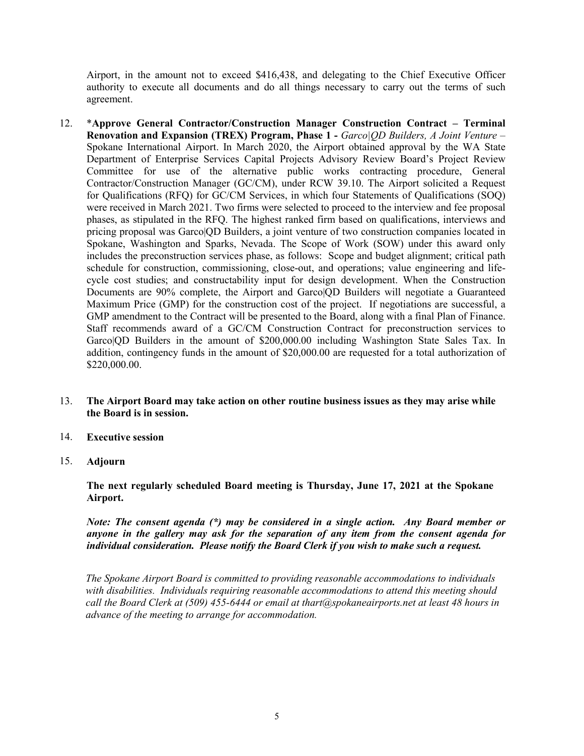Airport, in the amount not to exceed $416,438, and delegating to the Chief Executive Officer authority to execute all documents and do all things necessary to carry out the terms of such agreement.

12. ***Approve General Contractor/Construction Manager Construction Contract – Terminal Renovation and Expansion (TREX) Program, Phase 1 -** *Garco|QD Builders, A Joint Venture* – Spokane International Airport. In March 2020, the Airport obtained approval by the WA State Department of Enterprise Services Capital Projects Advisory Review Board's Project Review Committee for use of the alternative public works contracting procedure, General Contractor/Construction Manager (GC/CM), under RCW 39.10. The Airport solicited a Request for Qualifications (RFQ) for GC/CM Services, in which four Statements of Qualifications (SOQ) were received in March 2021. Two firms were selected to proceed to the interview and fee proposal phases, as stipulated in the RFQ. The highest ranked firm based on qualifications, interviews and pricing proposal was Garco|QD Builders, a joint venture of two construction companies located in Spokane, Washington and Sparks, Nevada. The Scope of Work (SOW) under this award only includes the preconstruction services phase, as follows: Scope and budget alignment; critical path schedule for construction, commissioning, close-out, and operations; value engineering and life-cycle cost studies; and constructability input for design development. When the Construction Documents are 90% complete, the Airport and Garco|QD Builders will negotiate a Guaranteed Maximum Price (GMP) for the construction cost of the project. If negotiations are successful, a GMP amendment to the Contract will be presented to the Board, along with a final Plan of Finance. Staff recommends award of a GC/CM Construction Contract for preconstruction services to Garco|QD Builders in the amount of $200,000.00 including Washington State Sales Tax. In addition, contingency funds in the amount of $20,000.00 are requested for a total authorization of $220,000.00.

13. **The Airport Board may take action on other routine business issues as they may arise while the Board is in session.**

14. **Executive session**

15. **Adjourn**

**The next regularly scheduled Board meeting is Thursday, June 17, 2021 at the Spokane Airport.**

***Note: The consent agenda (*) may be considered in a single action. Any Board member or anyone in the gallery may ask for the separation of any item from the consent agenda for individual consideration. Please notify the Board Clerk if you wish to make such a request.***

*The Spokane Airport Board is committed to providing reasonable accommodations to individuals with disabilities. Individuals requiring reasonable accommodations to attend this meeting should call the Board Clerk at (509) 455-6444 or email at thart@spokaneairports.net at least 48 hours in advance of the meeting to arrange for accommodation.*